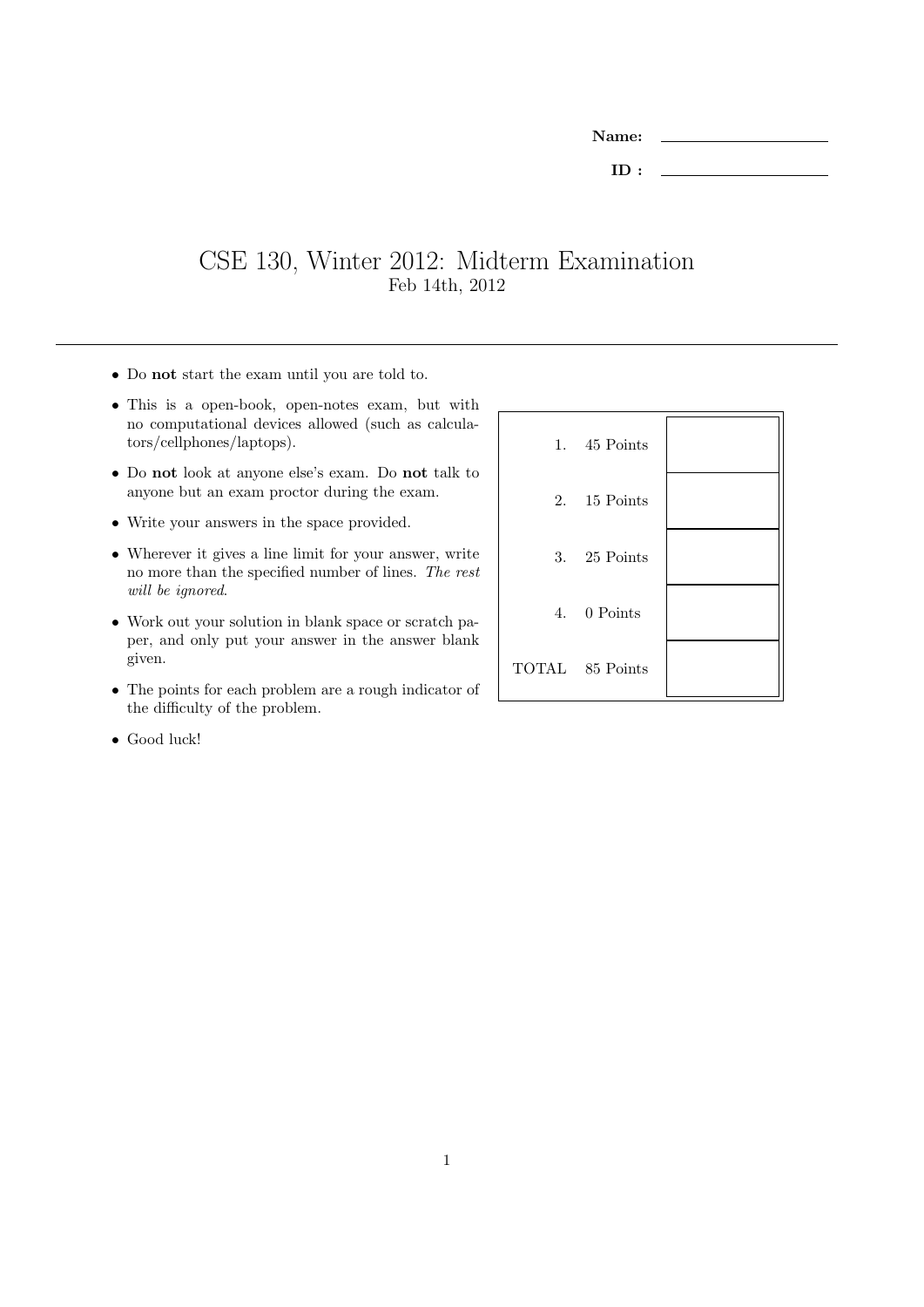**Name:** ____________________

**ID :** ____________________

# CSE 130, Winter 2012: Midterm Examination

Feb 14th, 2012

---

- Do **not** start the exam until you are told to.
- This is a open-book, open-notes exam, but with no computational devices allowed (such as calculators/cellphones/laptops).
- Do **not** look at anyone else's exam. Do **not** talk to anyone but an exam proctor during the exam.
- Write your answers in the space provided.
- Wherever it gives a line limit for your answer, write no more than the specified number of lines. *The rest will be ignored*.
- Work out your solution in blank space or scratch paper, and only put your answer in the answer blank given.
- The points for each problem are a rough indicator of the difficulty of the problem.
- Good luck!

| | | |
|---|---|---|
| 1. | 45 Points | |
| 2. | 15 Points | |
| 3. | 25 Points | |
| 4. | 0 Points | |
| TOTAL | 85 Points | |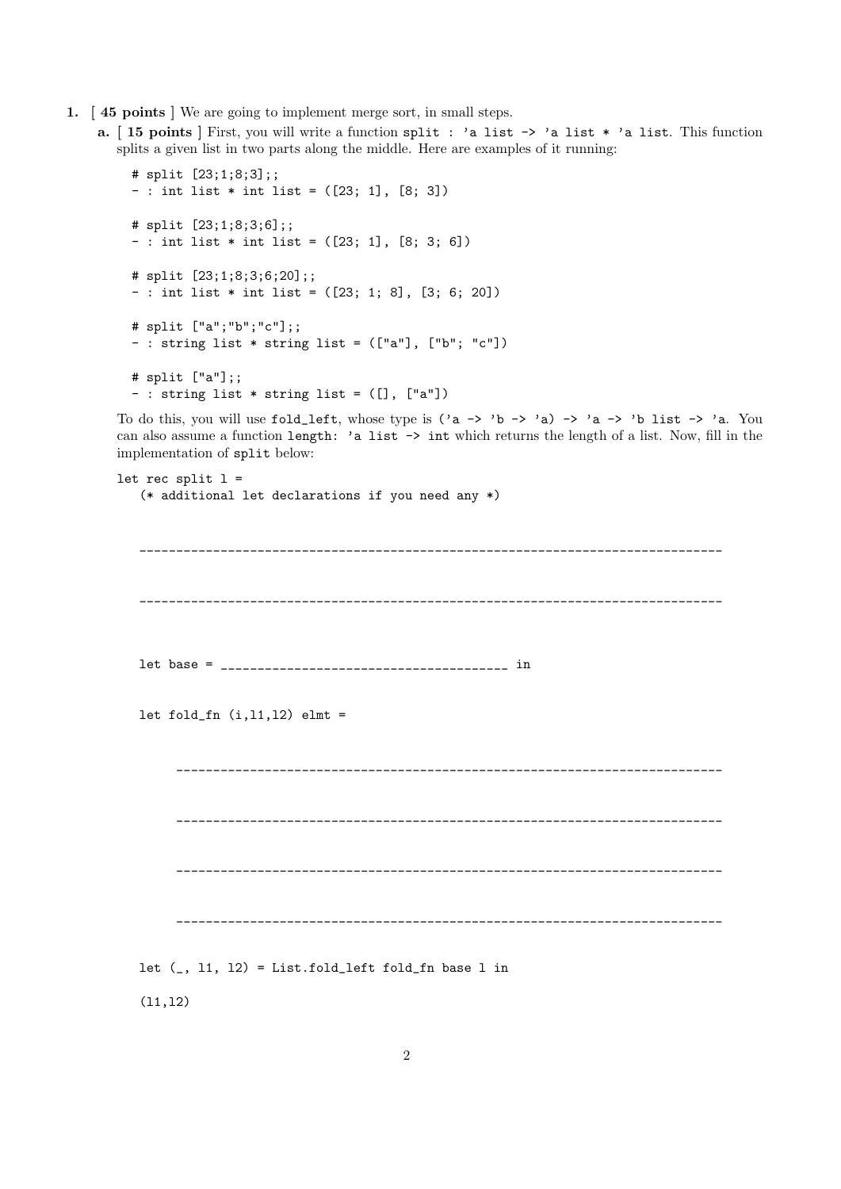1. [ **45 points** ] We are going to implement merge sort, in small steps.

   **a.** [ **15 points** ] First, you will write a function `split : 'a list -> 'a list * 'a list`. This function splits a given list in two parts along the middle. Here are examples of it running:

```
# split [23;1;8;3];;
- : int list * int list = ([23; 1], [8; 3])

# split [23;1;8;3;6];;
- : int list * int list = ([23; 1], [8; 3; 6])

# split [23;1;8;3;6;20];;
- : int list * int list = ([23; 1; 8], [3; 6; 20])

# split ["a";"b";"c"];;
- : string list * string list = (["a"], ["b"; "c"])

# split ["a"];;
- : string list * string list = ([], ["a"])
```

   To do this, you will use `fold_left`, whose type is `('a -> 'b -> 'a) -> 'a -> 'b list -> 'a`. You can also assume a function `length: 'a list -> int` which returns the length of a list. Now, fill in the implementation of `split` below:

```
let rec split l =
   (* additional let declarations if you need any *)

   ____________________________________________________________________________

   ____________________________________________________________________________

   let base = _____________________________________ in

   let fold_fn (i,l1,l2) elmt =

       ________________________________________________________________________

       ________________________________________________________________________

       ________________________________________________________________________

       ________________________________________________________________________

   let (_, l1, l2) = List.fold_left fold_fn base l in

   (l1,l2)
```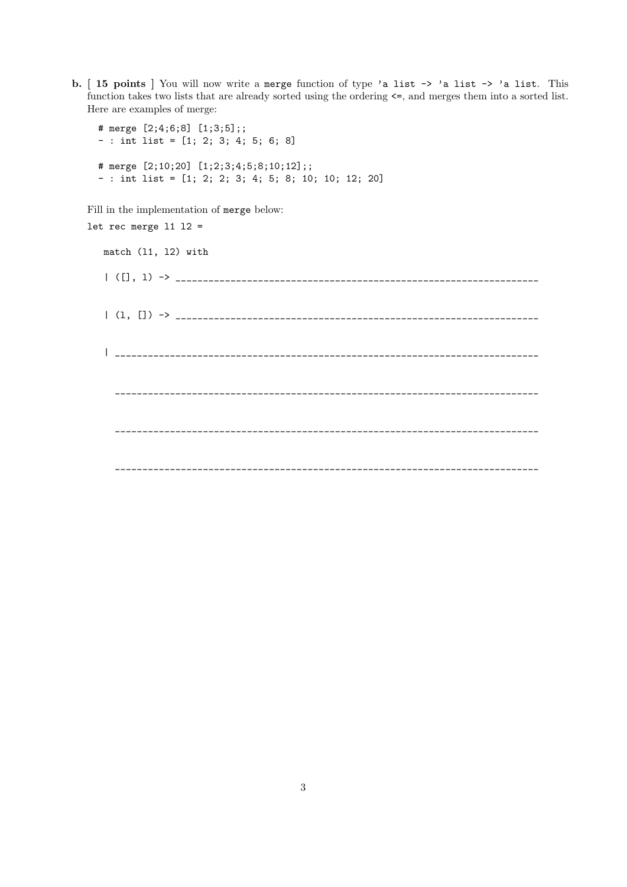**b.** [ **15 points** ] You will now write a `merge` function of type `'a list -> 'a list -> 'a list`. This function takes two lists that are already sorted using the ordering `<=`, and merges them into a sorted list. Here are examples of merge:

```
# merge [2;4;6;8] [1;3;5];;
- : int list = [1; 2; 3; 4; 5; 6; 8]

# merge [2;10;20] [1;2;3;4;5;8;10;12];;
- : int list = [1; 2; 2; 3; 4; 5; 8; 10; 10; 12; 20]
```

Fill in the implementation of `merge` below:

```
let rec merge l1 l2 =

  match (l1, l2) with

  | ([], l) -> _________________________________________________________________

  | (l, []) -> _________________________________________________________________

  | ____________________________________________________________________________

    ____________________________________________________________________________

    ____________________________________________________________________________

    ____________________________________________________________________________
```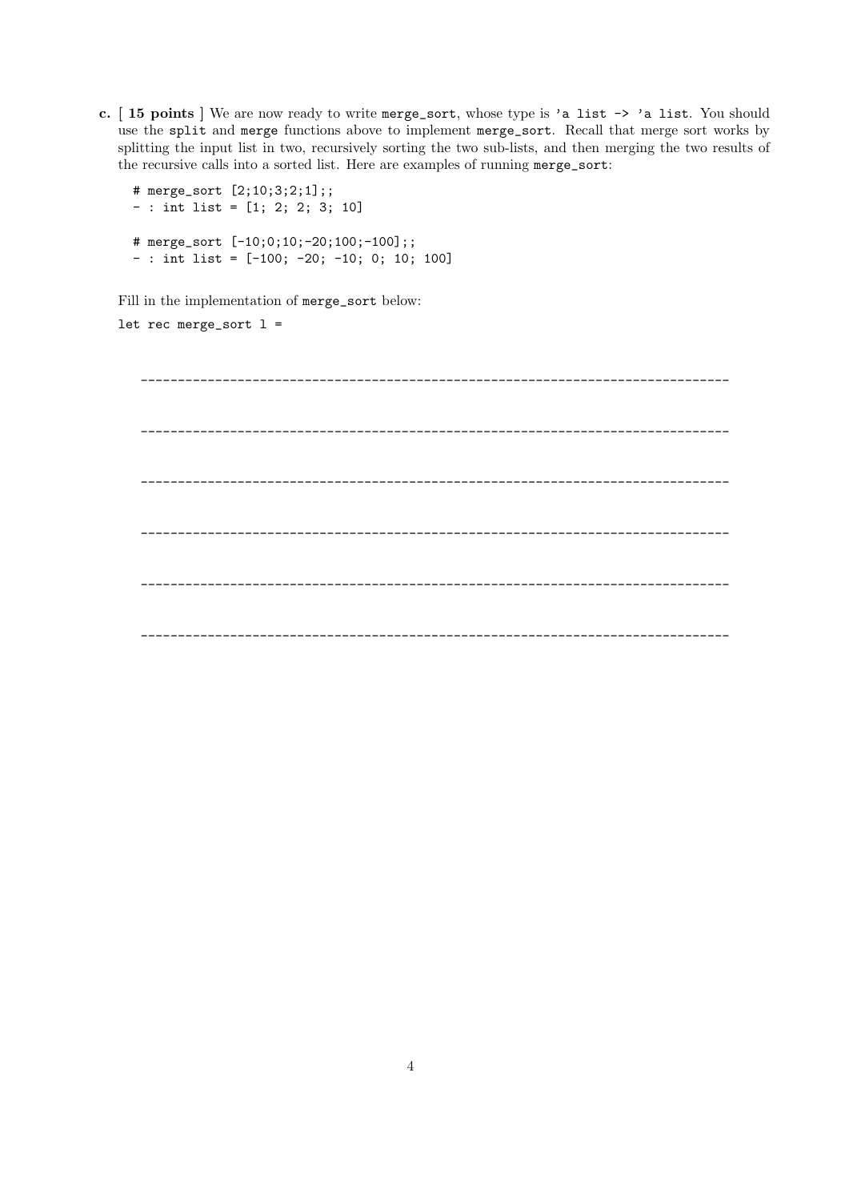**c.** [ **15 points** ] We are now ready to write `merge_sort`, whose type is `'a list -> 'a list`. You should use the `split` and `merge` functions above to implement `merge_sort`. Recall that merge sort works by splitting the input list in two, recursively sorting the two sub-lists, and then merging the two results of the recursive calls into a sorted list. Here are examples of running `merge_sort`:

```
# merge_sort [2;10;3;2;1];;
- : int list = [1; 2; 2; 3; 10]

# merge_sort [-10;0;10;-20;100;-100];;
- : int list = [-100; -20; -10; 0; 10; 100]
```

Fill in the implementation of `merge_sort` below:

```
let rec merge_sort l =
```

_______________________________________________________________________________

_______________________________________________________________________________

_______________________________________________________________________________

_______________________________________________________________________________

_______________________________________________________________________________

_______________________________________________________________________________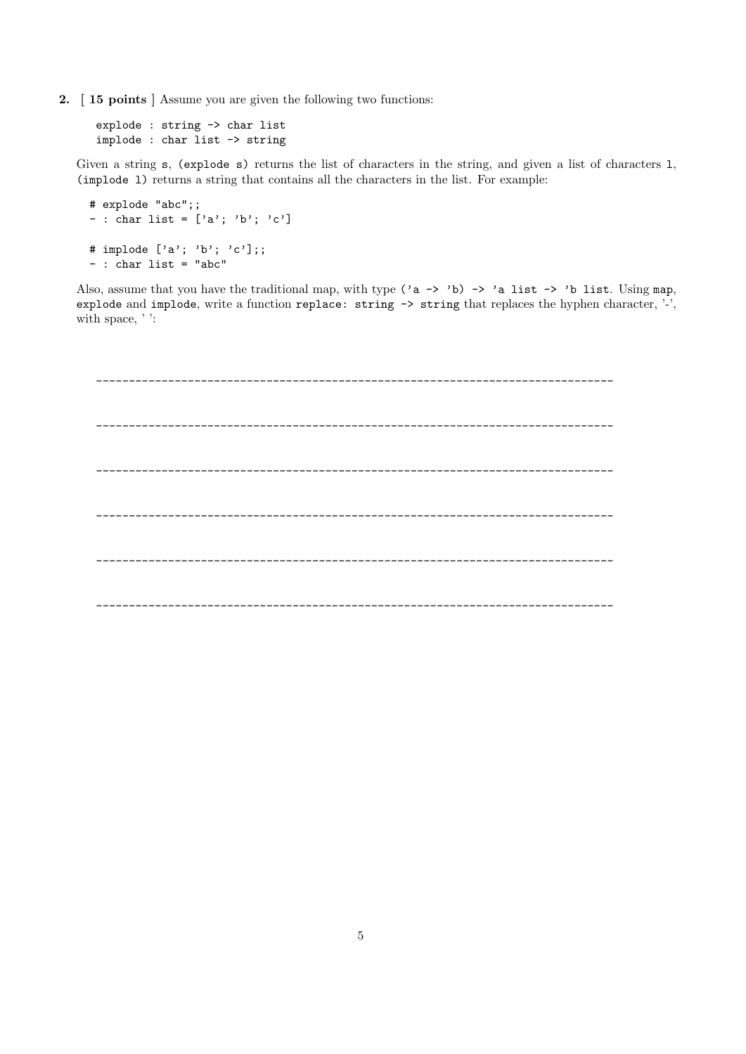**2.** [ **15 points** ] Assume you are given the following two functions:

```
explode : string -> char list
implode : char list -> string
```

Given a string `s`, `(explode s)` returns the list of characters in the string, and given a list of characters `l`, `(implode l)` returns a string that contains all the characters in the list. For example:

```
# explode "abc";;
- : char list = ['a'; 'b'; 'c']

# implode ['a'; 'b'; 'c'];;
- : char list = "abc"
```

Also, assume that you have the traditional map, with type `('a -> 'b) -> 'a list -> 'b list`. Using `map`, `explode` and `implode`, write a function `replace: string -> string` that replaces the hyphen character, '-', with space, ' ':

--------------------------------------------------------------------------------

--------------------------------------------------------------------------------

--------------------------------------------------------------------------------

--------------------------------------------------------------------------------

--------------------------------------------------------------------------------

--------------------------------------------------------------------------------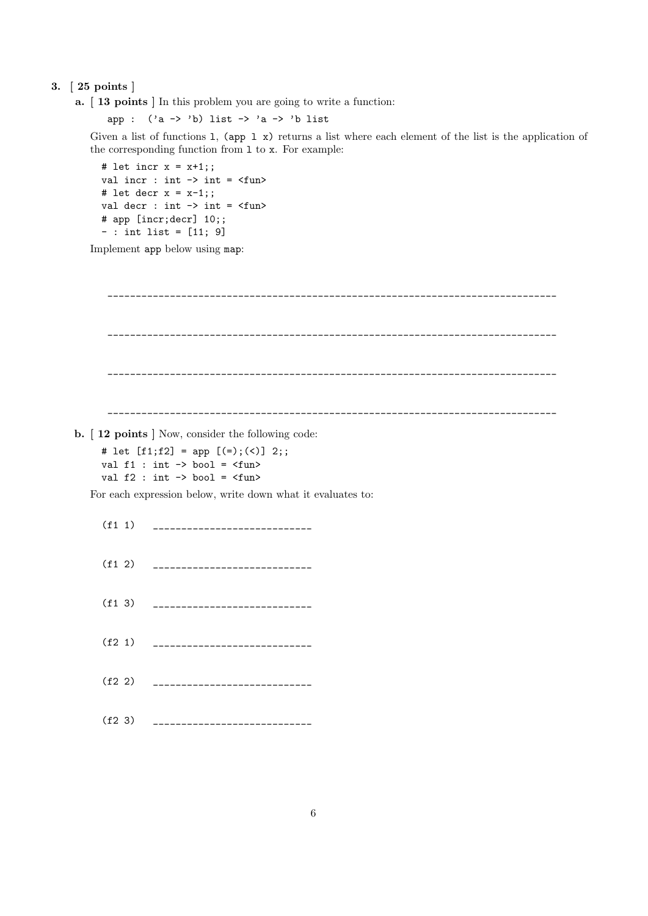**3.** [ **25 points** ]

**a.** [ **13 points** ] In this problem you are going to write a function:

```
app :  ('a -> 'b) list -> 'a -> 'b list
```

Given a list of functions `l`, `(app l x)` returns a list where each element of the list is the application of the corresponding function from `l` to `x`. For example:

```
# let incr x = x+1;;
val incr : int -> int = <fun>
# let decr x = x-1;;
val decr : int -> int = <fun>
# app [incr;decr] 10;;
- : int list = [11; 9]
```

Implement `app` below using `map`:

________________________________________________________________________________

________________________________________________________________________________

________________________________________________________________________________

________________________________________________________________________________

**b.** [ **12 points** ] Now, consider the following code:

```
# let [f1;f2] = app [(=);(<)] 2;;
val f1 : int -> bool = <fun>
val f2 : int -> bool = <fun>
```

For each expression below, write down what it evaluates to:

`(f1 1)` ____________________________

`(f1 2)` ____________________________

`(f1 3)` ____________________________

`(f2 1)` ____________________________

`(f2 2)` ____________________________

`(f2 3)` ____________________________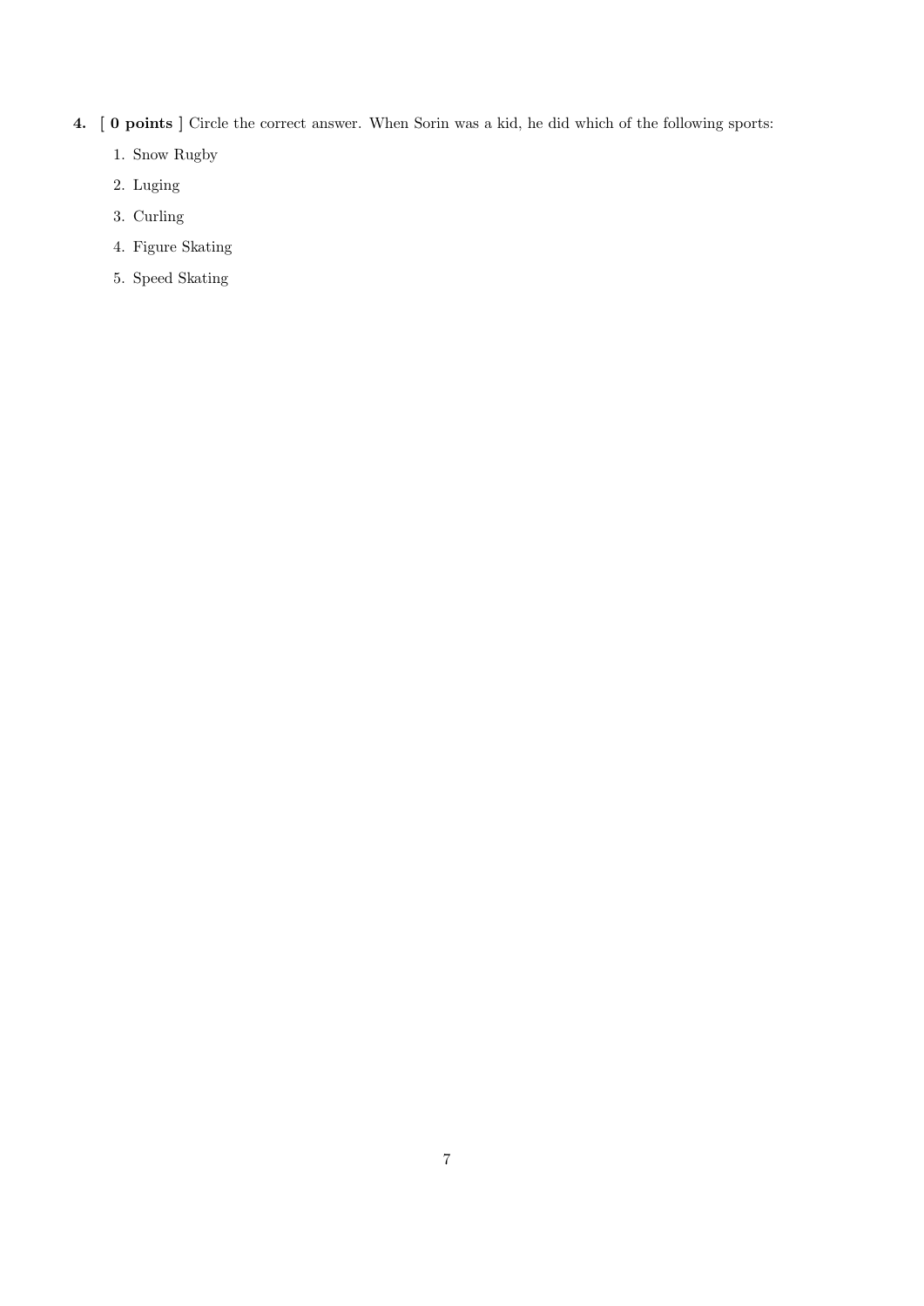**4.** [ **0 points** ] Circle the correct answer. When Sorin was a kid, he did which of the following sports:

1. Snow Rugby
2. Luging
3. Curling
4. Figure Skating
5. Speed Skating